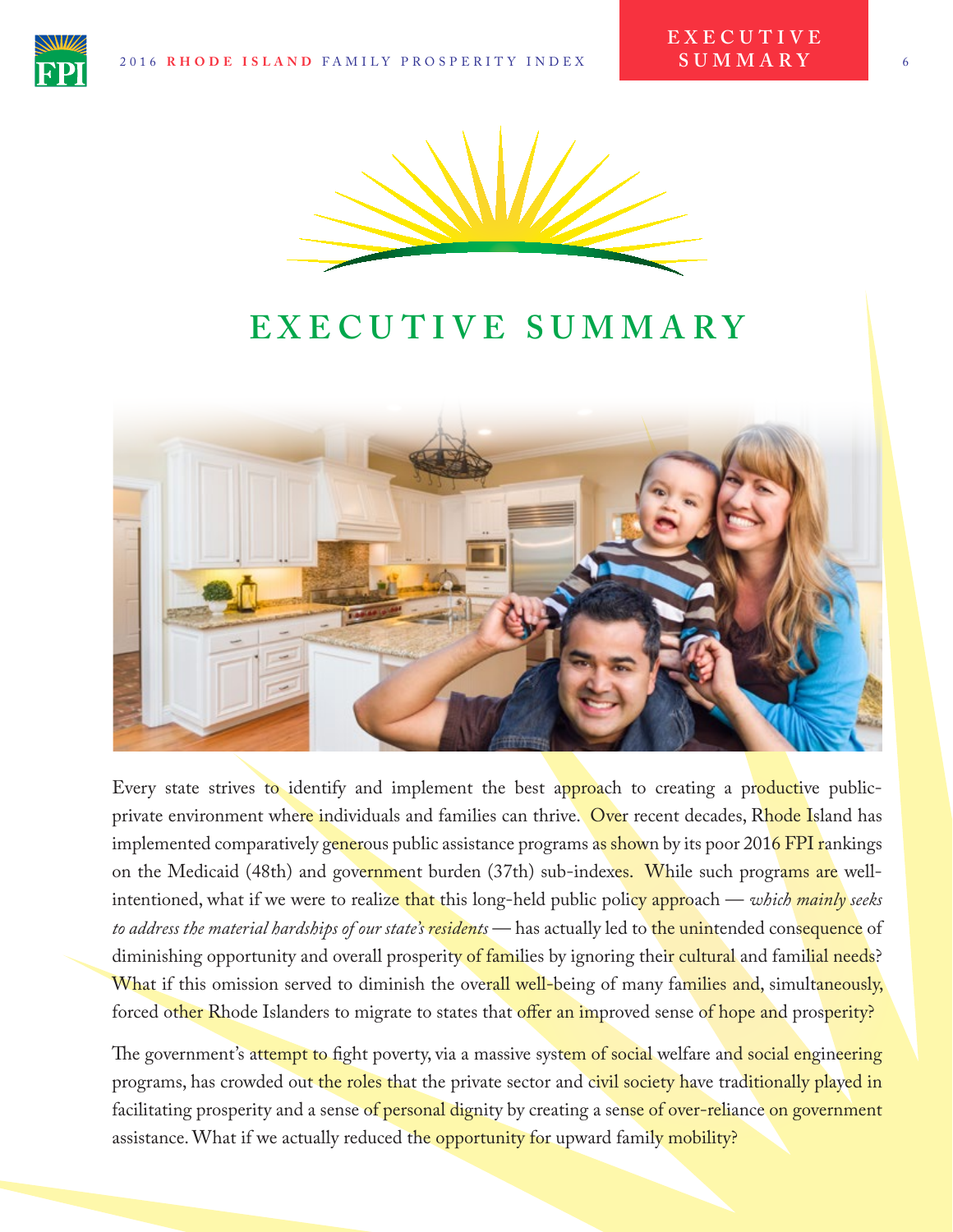# EXECUTIVE SUMMARY

Every state strives to identify and implement the best approach to creating a productive public-private environment where individuals and families can thrive. Over recent decades, Rhode Island has implemented comparatively generous public assistance programs as shown by its poor 2016 FPI rankings on the Medicaid (48th) and government burden (37th) sub-indexes. While such programs are well-intentioned, what if we were to realize that this long-held public policy approach — *which mainly seeks to address the material hardships of our state's residents* — has actually led to the unintended consequence of diminishing opportunity and overall prosperity of families by ignoring their cultural and familial needs? What if this omission served to diminish the overall well-being of many families and, simultaneously, forced other Rhode Islanders to migrate to states that offer an improved sense of hope and prosperity?

The government's attempt to fight poverty, via a massive system of social welfare and social engineering programs, has crowded out the roles that the private sector and civil society have traditionally played in facilitating prosperity and a sense of personal dignity by creating a sense of over-reliance on government assistance. What if we actually reduced the opportunity for upward family mobility?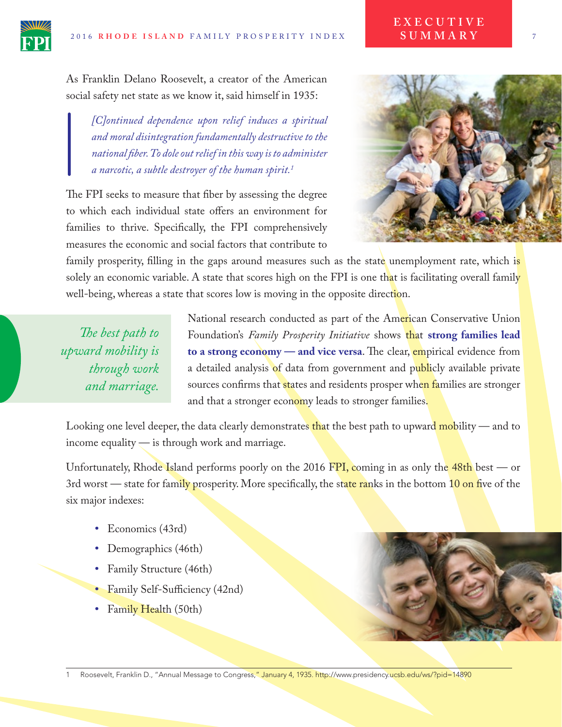As Franklin Delano Roosevelt, a creator of the American social safety net state as we know it, said himself in 1935:

> *[C]ontinued dependence upon relief induces a spiritual and moral disintegration fundamentally destructive to the national fiber. To dole out relief in this way is to administer a narcotic, a subtle destroyer of the human spirit.*[1]

The FPI seeks to measure that fiber by assessing the degree to which each individual state offers an environment for families to thrive. Specifically, the FPI comprehensively measures the economic and social factors that contribute to family prosperity, filling in the gaps around measures such as the state unemployment rate, which is solely an economic variable. A state that scores high on the FPI is one that is facilitating overall family well-being, whereas a state that scores low is moving in the opposite direction.

*The best path to upward mobility is through work and marriage.*

National research conducted as part of the American Conservative Union Foundation's *Family Prosperity Initiative* shows that **strong families lead to a strong economy — and vice versa**. The clear, empirical evidence from a detailed analysis of data from government and publicly available private sources confirms that states and residents prosper when families are stronger and that a stronger economy leads to stronger families.

Looking one level deeper, the data clearly demonstrates that the best path to upward mobility — and to income equality — is through work and marriage.

Unfortunately, Rhode Island performs poorly on the 2016 FPI, coming in as only the 48th best — or 3rd worst — state for family prosperity. More specifically, the state ranks in the bottom 10 on five of the six major indexes:

- Economics (43rd)
- Demographics (46th)
- Family Structure (46th)
- Family Self-Sufficiency (42nd)
- Family Health (50th)

1 Roosevelt, Franklin D., "Annual Message to Congress," January 4, 1935. http://www.presidency.ucsb.edu/ws/?pid=14890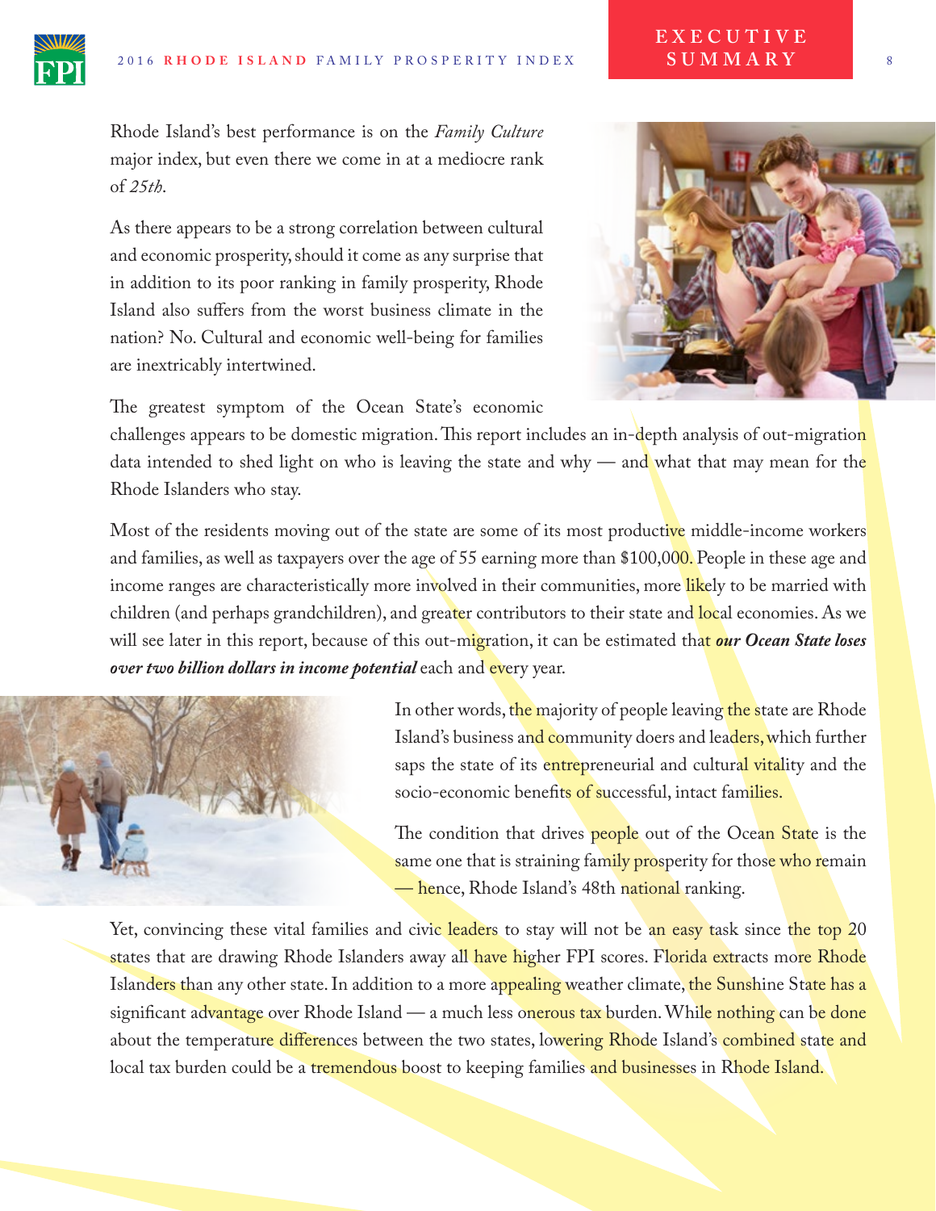Rhode Island's best performance is on the *Family Culture* major index, but even there we come in at a mediocre rank of *25th*.

As there appears to be a strong correlation between cultural and economic prosperity, should it come as any surprise that in addition to its poor ranking in family prosperity, Rhode Island also suffers from the worst business climate in the nation? No. Cultural and economic well-being for families are inextricably intertwined.

The greatest symptom of the Ocean State's economic challenges appears to be domestic migration. This report includes an in-depth analysis of out-migration data intended to shed light on who is leaving the state and why — and what that may mean for the Rhode Islanders who stay.

Most of the residents moving out of the state are some of its most productive middle-income workers and families, as well as taxpayers over the age of 55 earning more than $100,000. People in these age and income ranges are characteristically more involved in their communities, more likely to be married with children (and perhaps grandchildren), and greater contributors to their state and local economies. As we will see later in this report, because of this out-migration, it can be estimated that ***our Ocean State loses over two billion dollars in income potential*** each and every year.

In other words, the majority of people leaving the state are Rhode Island's business and community doers and leaders, which further saps the state of its entrepreneurial and cultural vitality and the socio-economic benefits of successful, intact families.

The condition that drives people out of the Ocean State is the same one that is straining family prosperity for those who remain — hence, Rhode Island's 48th national ranking.

Yet, convincing these vital families and civic leaders to stay will not be an easy task since the top 20 states that are drawing Rhode Islanders away all have higher FPI scores. Florida extracts more Rhode Islanders than any other state. In addition to a more appealing weather climate, the Sunshine State has a significant advantage over Rhode Island — a much less onerous tax burden. While nothing can be done about the temperature differences between the two states, lowering Rhode Island's combined state and local tax burden could be a tremendous boost to keeping families and businesses in Rhode Island.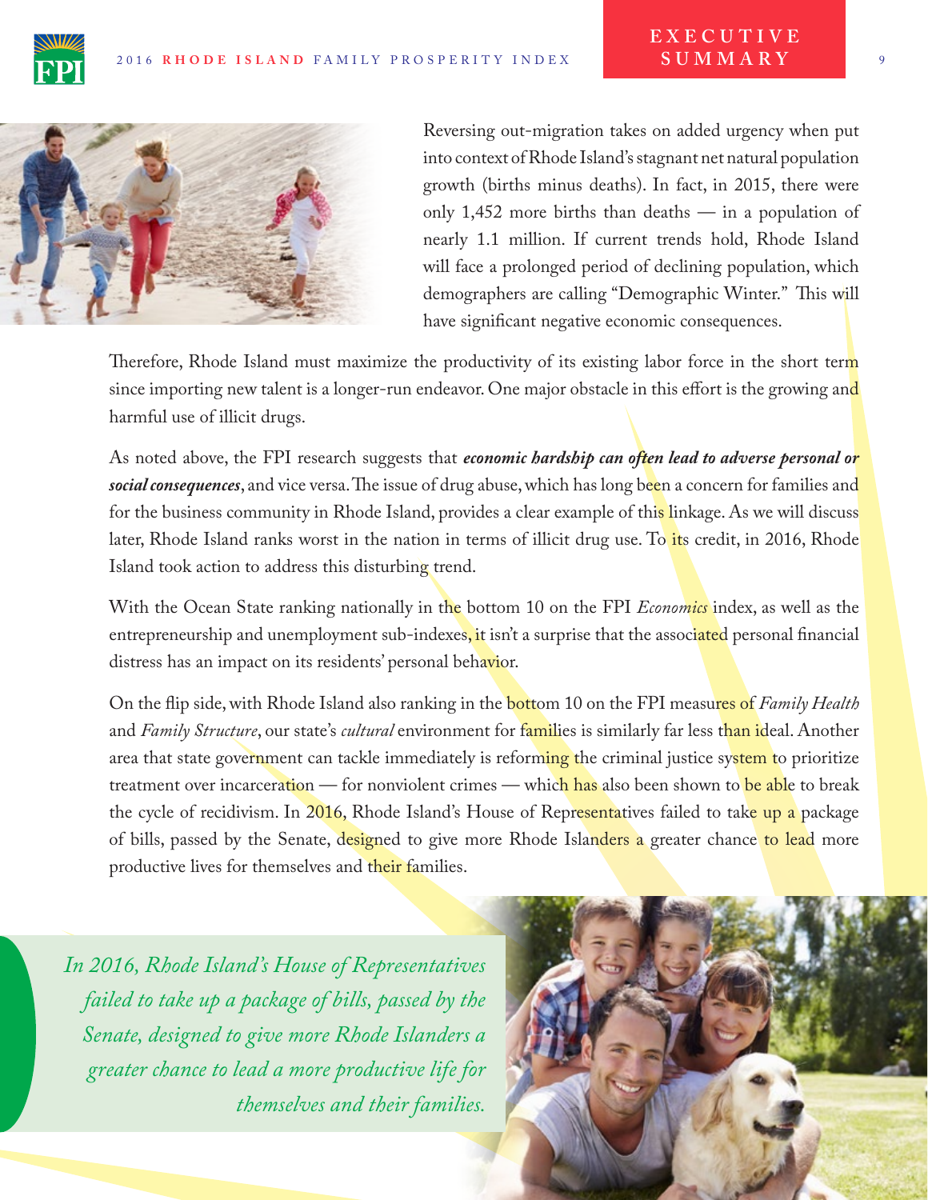Reversing out-migration takes on added urgency when put into context of Rhode Island's stagnant net natural population growth (births minus deaths). In fact, in 2015, there were only 1,452 more births than deaths — in a population of nearly 1.1 million. If current trends hold, Rhode Island will face a prolonged period of declining population, which demographers are calling "Demographic Winter." This will have significant negative economic consequences.

Therefore, Rhode Island must maximize the productivity of its existing labor force in the short term since importing new talent is a longer-run endeavor. One major obstacle in this effort is the growing and harmful use of illicit drugs.

As noted above, the FPI research suggests that ***economic hardship can often lead to adverse personal or social consequences***, and vice versa. The issue of drug abuse, which has long been a concern for families and for the business community in Rhode Island, provides a clear example of this linkage. As we will discuss later, Rhode Island ranks worst in the nation in terms of illicit drug use. To its credit, in 2016, Rhode Island took action to address this disturbing trend.

With the Ocean State ranking nationally in the bottom 10 on the FPI *Economics* index, as well as the entrepreneurship and unemployment sub-indexes, it isn't a surprise that the associated personal financial distress has an impact on its residents' personal behavior.

On the flip side, with Rhode Island also ranking in the bottom 10 on the FPI measures of *Family Health* and *Family Structure*, our state's *cultural* environment for families is similarly far less than ideal. Another area that state government can tackle immediately is reforming the criminal justice system to prioritize treatment over incarceration — for nonviolent crimes — which has also been shown to be able to break the cycle of recidivism. In 2016, Rhode Island's House of Representatives failed to take up a package of bills, passed by the Senate, designed to give more Rhode Islanders a greater chance to lead more productive lives for themselves and their families.

*In 2016, Rhode Island's House of Representatives failed to take up a package of bills, passed by the Senate, designed to give more Rhode Islanders a greater chance to lead a more productive life for themselves and their families.*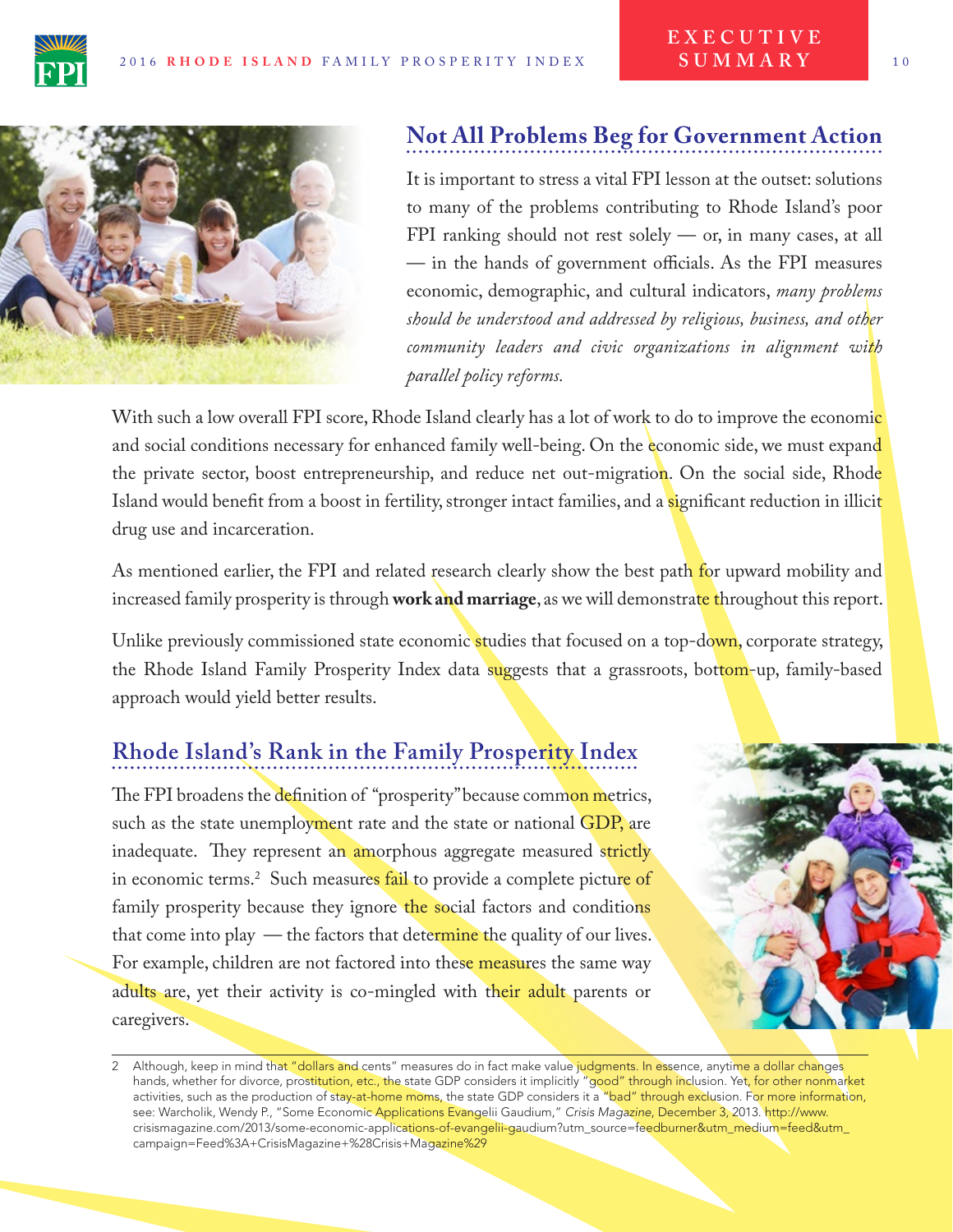## Not All Problems Beg for Government Action

It is important to stress a vital FPI lesson at the outset: solutions to many of the problems contributing to Rhode Island's poor FPI ranking should not rest solely — or, in many cases, at all — in the hands of government officials. As the FPI measures economic, demographic, and cultural indicators, *many problems should be understood and addressed by religious, business, and other community leaders and civic organizations in alignment with parallel policy reforms.*

With such a low overall FPI score, Rhode Island clearly has a lot of work to do to improve the economic and social conditions necessary for enhanced family well-being. On the economic side, we must expand the private sector, boost entrepreneurship, and reduce net out-migration. On the social side, Rhode Island would benefit from a boost in fertility, stronger intact families, and a significant reduction in illicit drug use and incarceration.

As mentioned earlier, the FPI and related research clearly show the best path for upward mobility and increased family prosperity is through **work and marriage**, as we will demonstrate throughout this report.

Unlike previously commissioned state economic studies that focused on a top-down, corporate strategy, the Rhode Island Family Prosperity Index data suggests that a grassroots, bottom-up, family-based approach would yield better results.

## Rhode Island's Rank in the Family Prosperity Index

The FPI broadens the definition of "prosperity" because common metrics, such as the state unemployment rate and the state or national GDP, are inadequate. They represent an amorphous aggregate measured strictly in economic terms.[2] Such measures fail to provide a complete picture of family prosperity because they ignore the social factors and conditions that come into play — the factors that determine the quality of our lives. For example, children are not factored into these measures the same way adults are, yet their activity is co-mingled with their adult parents or caregivers.

2 Although, keep in mind that "dollars and cents" measures do in fact make value judgments. In essence, anytime a dollar changes hands, whether for divorce, prostitution, etc., the state GDP considers it implicitly "good" through inclusion. Yet, for other nonmarket activities, such as the production of stay-at-home moms, the state GDP considers it a "bad" through exclusion. For more information, see: Warcholik, Wendy P., "Some Economic Applications Evangelii Gaudium," *Crisis Magazine*, December 3, 2013. http://www.crisismagazine.com/2013/some-economic-applications-of-evangelii-gaudium?utm_source=feedburner&utm_medium=feed&utm_campaign=Feed%3A+CrisisMagazine+%28Crisis+Magazine%29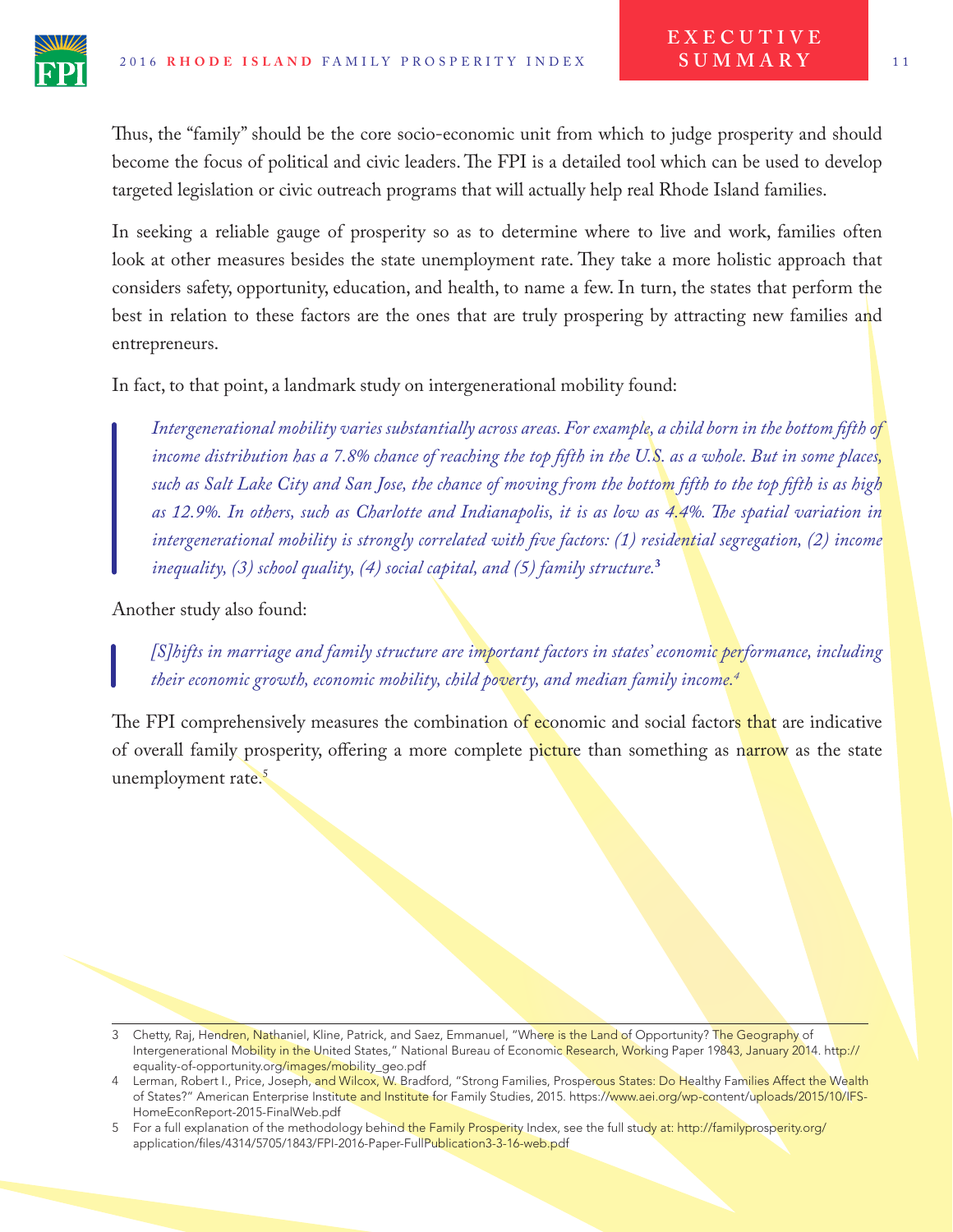Thus, the "family" should be the core socio-economic unit from which to judge prosperity and should become the focus of political and civic leaders. The FPI is a detailed tool which can be used to develop targeted legislation or civic outreach programs that will actually help real Rhode Island families.

In seeking a reliable gauge of prosperity so as to determine where to live and work, families often look at other measures besides the state unemployment rate. They take a more holistic approach that considers safety, opportunity, education, and health, to name a few. In turn, the states that perform the best in relation to these factors are the ones that are truly prospering by attracting new families and entrepreneurs.

In fact, to that point, a landmark study on intergenerational mobility found:

> *Intergenerational mobility varies substantially across areas. For example, a child born in the bottom fifth of income distribution has a 7.8% chance of reaching the top fifth in the U.S. as a whole. But in some places, such as Salt Lake City and San Jose, the chance of moving from the bottom fifth to the top fifth is as high as 12.9%. In others, such as Charlotte and Indianapolis, it is as low as 4.4%. The spatial variation in intergenerational mobility is strongly correlated with five factors: (1) residential segregation, (2) income inequality, (3) school quality, (4) social capital, and (5) family structure.*[3]

Another study also found:

> *[S]hifts in marriage and family structure are important factors in states' economic performance, including their economic growth, economic mobility, child poverty, and median family income.*[4]

The FPI comprehensively measures the combination of economic and social factors that are indicative of overall family prosperity, offering a more complete picture than something as narrow as the state unemployment rate.[5]

---

3 Chetty, Raj, Hendren, Nathaniel, Kline, Patrick, and Saez, Emmanuel, "Where is the Land of Opportunity? The Geography of Intergenerational Mobility in the United States," National Bureau of Economic Research, Working Paper 19843, January 2014. http://equality-of-opportunity.org/images/mobility_geo.pdf

4 Lerman, Robert I., Price, Joseph, and Wilcox, W. Bradford, "Strong Families, Prosperous States: Do Healthy Families Affect the Wealth of States?" American Enterprise Institute and Institute for Family Studies, 2015. https://www.aei.org/wp-content/uploads/2015/10/IFS-HomeEconReport-2015-FinalWeb.pdf

5 For a full explanation of the methodology behind the Family Prosperity Index, see the full study at: http://familyprosperity.org/application/files/4314/5705/1843/FPI-2016-Paper-FullPublication3-3-16-web.pdf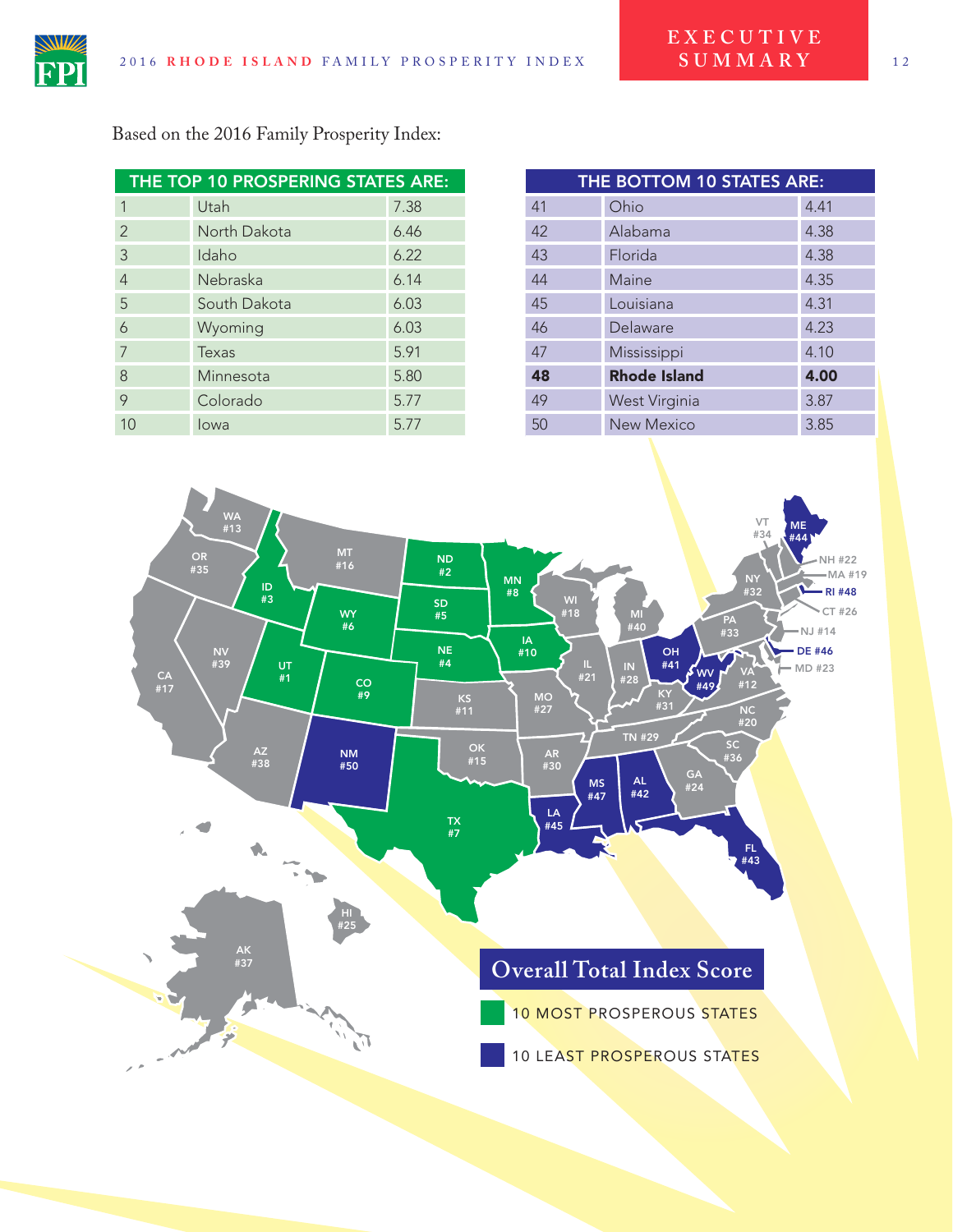Based on the 2016 Family Prosperity Index:

| THE TOP 10 PROSPERING STATES ARE: | | |
|---|---|---|
| 1 | Utah | 7.38 |
| 2 | North Dakota | 6.46 |
| 3 | Idaho | 6.22 |
| 4 | Nebraska | 6.14 |
| 5 | South Dakota | 6.03 |
| 6 | Wyoming | 6.03 |
| 7 | Texas | 5.91 |
| 8 | Minnesota | 5.80 |
| 9 | Colorado | 5.77 |
| 10 | Iowa | 5.77 |

| THE BOTTOM 10 STATES ARE: | | |
|---|---|---|
| 41 | Ohio | 4.41 |
| 42 | Alabama | 4.38 |
| 43 | Florida | 4.38 |
| 44 | Maine | 4.35 |
| 45 | Louisiana | 4.31 |
| 46 | Delaware | 4.23 |
| 47 | Mississippi | 4.10 |
| **48** | **Rhode Island** | **4.00** |
| 49 | West Virginia | 3.87 |
| 50 | New Mexico | 3.85 |

WA #13, OR #35, CA #17, ID #3, NV #39, MT #16, WY #6, UT #1, AZ #38, CO #9, NM #50, ND #2, SD #5, NE #4, KS #11, OK #15, TX #7, MN #8, IA #10, MO #27, AR #30, LA #45, WI #18, IL #21, MS #47, MI #40, IN #28, KY #31, TN #29, AL #42, OH #41, GA #24, FL #43, WV #49, SC #36, NC #20, VA #12, PA #33, NY #32, VT #34, ME #44, NH #22, MA #19, RI #48, CT #26, NJ #14, DE #46, MD #23, AK #37, HI #25

## Overall Total Index Score

- 10 MOST PROSPEROUS STATES
- 10 LEAST PROSPEROUS STATES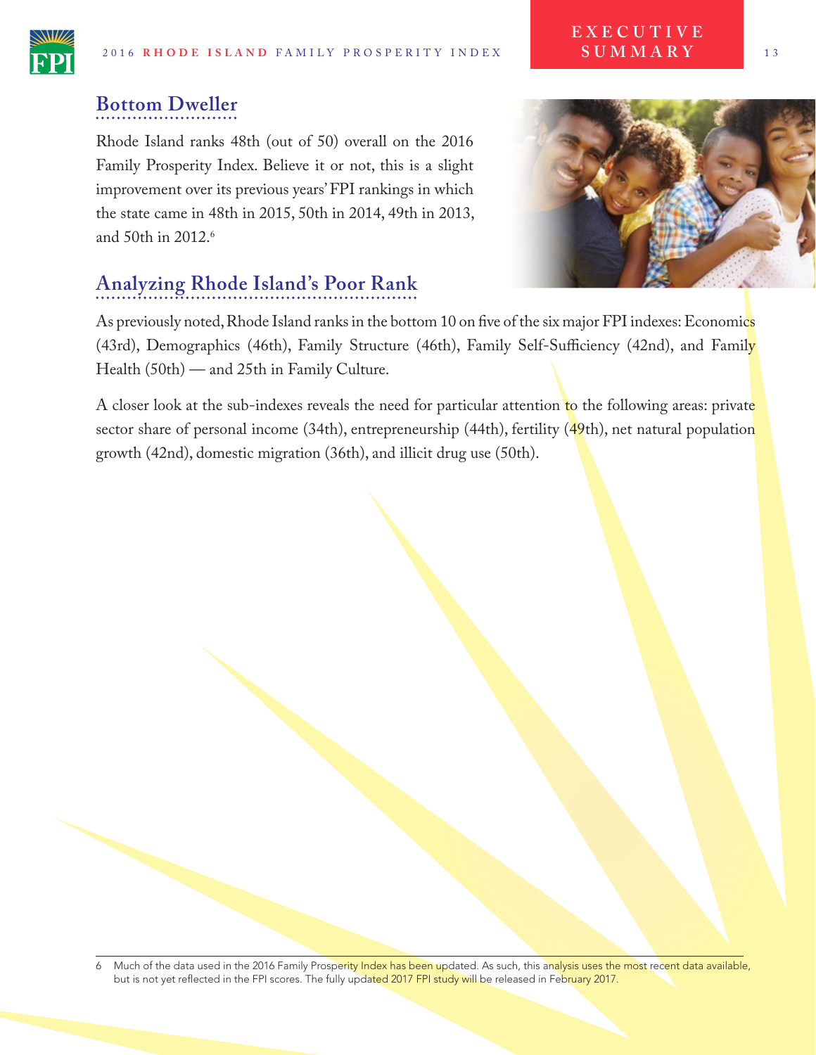## Bottom Dweller

Rhode Island ranks 48th (out of 50) overall on the 2016 Family Prosperity Index. Believe it or not, this is a slight improvement over its previous years' FPI rankings in which the state came in 48th in 2015, 50th in 2014, 49th in 2013, and 50th in 2012.[6]

## Analyzing Rhode Island's Poor Rank

As previously noted, Rhode Island ranks in the bottom 10 on five of the six major FPI indexes: Economics (43rd), Demographics (46th), Family Structure (46th), Family Self-Sufficiency (42nd), and Family Health (50th) — and 25th in Family Culture.

A closer look at the sub-indexes reveals the need for particular attention to the following areas: private sector share of personal income (34th), entrepreneurship (44th), fertility (49th), net natural population growth (42nd), domestic migration (36th), and illicit drug use (50th).

6 Much of the data used in the 2016 Family Prosperity Index has been updated. As such, this analysis uses the most recent data available, but is not yet reflected in the FPI scores. The fully updated 2017 FPI study will be released in February 2017.